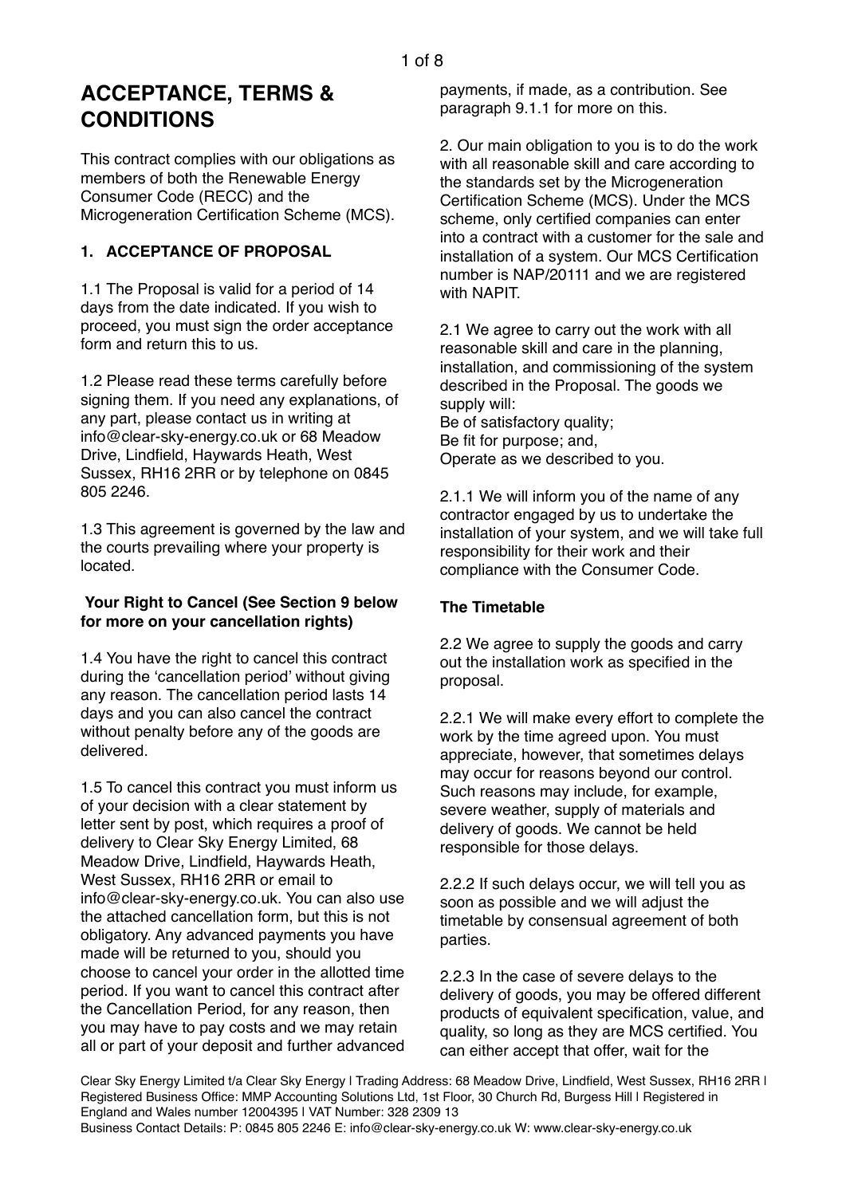# ACCEPTANCE, TERMS & CONDITIONS

This contract complies with our obligations as members of both the Renewable Energy Consumer Code (RECC) and the Microgeneration Certification Scheme (MCS).

## 1. ACCEPTANCE OF PROPOSAL

1.1 The Proposal is valid for a period of 14 days from the date indicated. If you wish to proceed, you must sign the order acceptance form and return this to us.

1.2 Please read these terms carefully before signing them. If you need any explanations, of any part, please contact us in writing at info@clear-sky-energy.co.uk or 68 Meadow Drive, Lindfield, Haywards Heath, West Sussex, RH16 2RR or by telephone on 0845 805 2246.

1.3 This agreement is governed by the law and the courts prevailing where your property is located.

**Your Right to Cancel (See Section 9 below for more on your cancellation rights)**

1.4 You have the right to cancel this contract during the 'cancellation period' without giving any reason. The cancellation period lasts 14 days and you can also cancel the contract without penalty before any of the goods are delivered.

1.5 To cancel this contract you must inform us of your decision with a clear statement by letter sent by post, which requires a proof of delivery to Clear Sky Energy Limited, 68 Meadow Drive, Lindfield, Haywards Heath, West Sussex, RH16 2RR or email to info@clear-sky-energy.co.uk. You can also use the attached cancellation form, but this is not obligatory. Any advanced payments you have made will be returned to you, should you choose to cancel your order in the allotted time period. If you want to cancel this contract after the Cancellation Period, for any reason, then you may have to pay costs and we may retain all or part of your deposit and further advanced payments, if made, as a contribution. See paragraph 9.1.1 for more on this.

2. Our main obligation to you is to do the work with all reasonable skill and care according to the standards set by the Microgeneration Certification Scheme (MCS). Under the MCS scheme, only certified companies can enter into a contract with a customer for the sale and installation of a system. Our MCS Certification number is NAP/20111 and we are registered with NAPIT.

2.1 We agree to carry out the work with all reasonable skill and care in the planning, installation, and commissioning of the system described in the Proposal. The goods we supply will:
Be of satisfactory quality;
Be fit for purpose; and,
Operate as we described to you.

2.1.1 We will inform you of the name of any contractor engaged by us to undertake the installation of your system, and we will take full responsibility for their work and their compliance with the Consumer Code.

**The Timetable**

2.2 We agree to supply the goods and carry out the installation work as specified in the proposal.

2.2.1 We will make every effort to complete the work by the time agreed upon. You must appreciate, however, that sometimes delays may occur for reasons beyond our control. Such reasons may include, for example, severe weather, supply of materials and delivery of goods. We cannot be held responsible for those delays.

2.2.2 If such delays occur, we will tell you as soon as possible and we will adjust the timetable by consensual agreement of both parties.

2.2.3 In the case of severe delays to the delivery of goods, you may be offered different products of equivalent specification, value, and quality, so long as they are MCS certified. You can either accept that offer, wait for the

Clear Sky Energy Limited t/a Clear Sky Energy | Trading Address: 68 Meadow Drive, Lindfield, West Sussex, RH16 2RR | Registered Business Office: MMP Accounting Solutions Ltd, 1st Floor, 30 Church Rd, Burgess Hill | Registered in England and Wales number 12004395 | VAT Number: 328 2309 13
Business Contact Details: P: 0845 805 2246 E: info@clear-sky-energy.co.uk W: www.clear-sky-energy.co.uk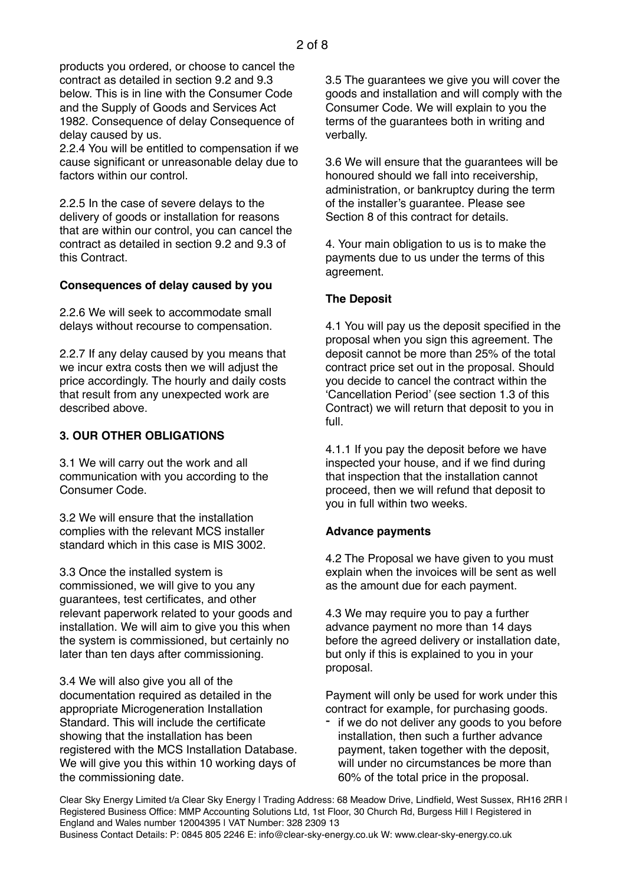products you ordered, or choose to cancel the contract as detailed in section 9.2 and 9.3 below. This is in line with the Consumer Code and the Supply of Goods and Services Act 1982. Consequence of delay Consequence of delay caused by us.

2.2.4 You will be entitled to compensation if we cause significant or unreasonable delay due to factors within our control.

2.2.5 In the case of severe delays to the delivery of goods or installation for reasons that are within our control, you can cancel the contract as detailed in section 9.2 and 9.3 of this Contract.

**Consequences of delay caused by you**

2.2.6 We will seek to accommodate small delays without recourse to compensation.

2.2.7 If any delay caused by you means that we incur extra costs then we will adjust the price accordingly. The hourly and daily costs that result from any unexpected work are described above.

## 3. OUR OTHER OBLIGATIONS

3.1 We will carry out the work and all communication with you according to the Consumer Code.

3.2 We will ensure that the installation complies with the relevant MCS installer standard which in this case is MIS 3002.

3.3 Once the installed system is commissioned, we will give to you any guarantees, test certificates, and other relevant paperwork related to your goods and installation. We will aim to give you this when the system is commissioned, but certainly no later than ten days after commissioning.

3.4 We will also give you all of the documentation required as detailed in the appropriate Microgeneration Installation Standard. This will include the certificate showing that the installation has been registered with the MCS Installation Database. We will give you this within 10 working days of the commissioning date.

3.5 The guarantees we give you will cover the goods and installation and will comply with the Consumer Code. We will explain to you the terms of the guarantees both in writing and verbally.

3.6 We will ensure that the guarantees will be honoured should we fall into receivership, administration, or bankruptcy during the term of the installer's guarantee. Please see Section 8 of this contract for details.

4. Your main obligation to us is to make the payments due to us under the terms of this agreement.

**The Deposit**

4.1 You will pay us the deposit specified in the proposal when you sign this agreement. The deposit cannot be more than 25% of the total contract price set out in the proposal. Should you decide to cancel the contract within the 'Cancellation Period' (see section 1.3 of this Contract) we will return that deposit to you in full.

4.1.1 If you pay the deposit before we have inspected your house, and if we find during that inspection that the installation cannot proceed, then we will refund that deposit to you in full within two weeks.

**Advance payments**

4.2 The Proposal we have given to you must explain when the invoices will be sent as well as the amount due for each payment.

4.3 We may require you to pay a further advance payment no more than 14 days before the agreed delivery or installation date, but only if this is explained to you in your proposal.

Payment will only be used for work under this contract for example, for purchasing goods.

- if we do not deliver any goods to you before installation, then such a further advance payment, taken together with the deposit, will under no circumstances be more than 60% of the total price in the proposal.

Clear Sky Energy Limited t/a Clear Sky Energy | Trading Address: 68 Meadow Drive, Lindfield, West Sussex, RH16 2RR | Registered Business Office: MMP Accounting Solutions Ltd, 1st Floor, 30 Church Rd, Burgess Hill | Registered in England and Wales number 12004395 | VAT Number: 328 2309 13
Business Contact Details: P: 0845 805 2246 E: info@clear-sky-energy.co.uk W: www.clear-sky-energy.co.uk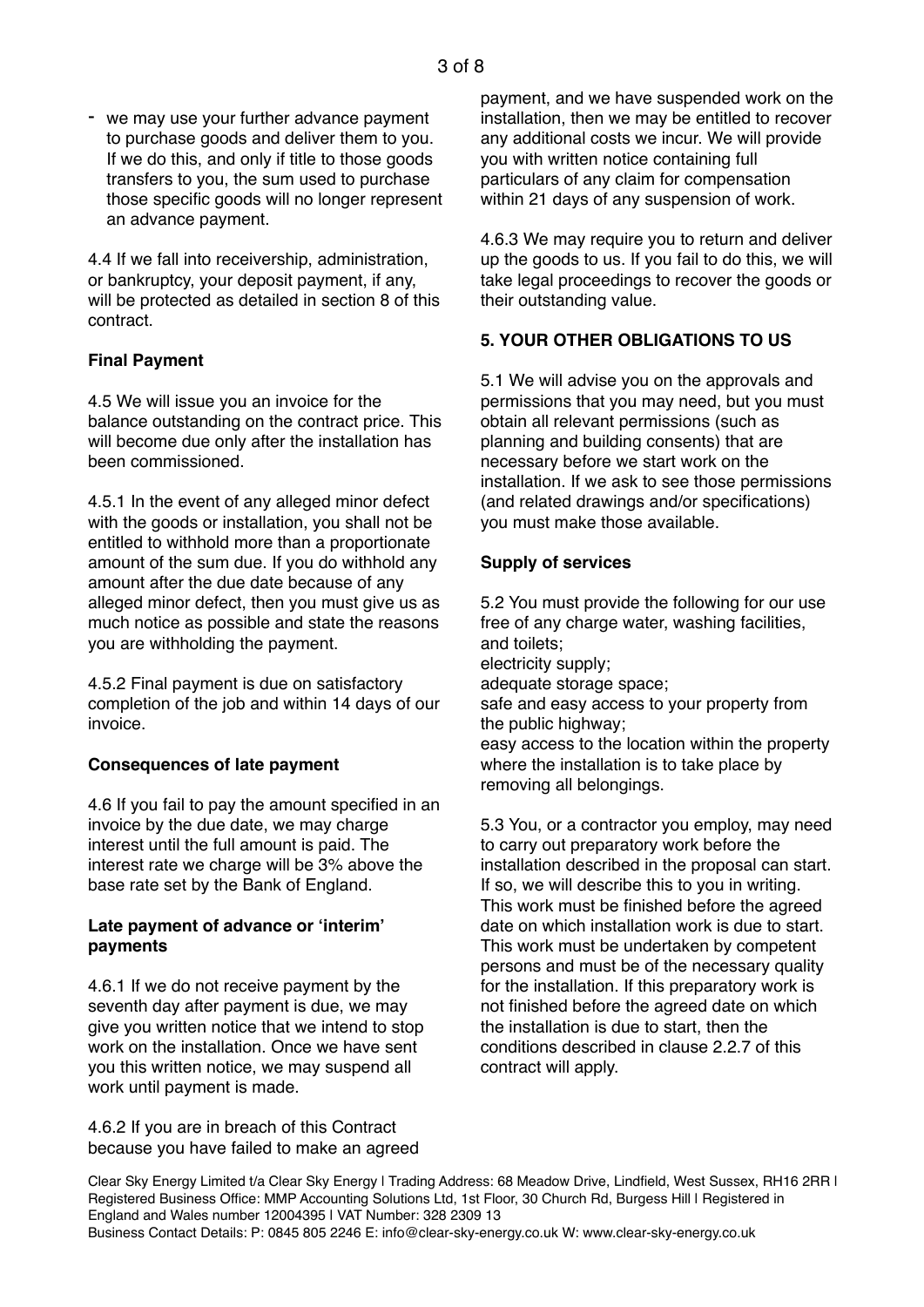- we may use your further advance payment to purchase goods and deliver them to you. If we do this, and only if title to those goods transfers to you, the sum used to purchase those specific goods will no longer represent an advance payment.

4.4 If we fall into receivership, administration, or bankruptcy, your deposit payment, if any, will be protected as detailed in section 8 of this contract.

**Final Payment**

4.5 We will issue you an invoice for the balance outstanding on the contract price. This will become due only after the installation has been commissioned.

4.5.1 In the event of any alleged minor defect with the goods or installation, you shall not be entitled to withhold more than a proportionate amount of the sum due. If you do withhold any amount after the due date because of any alleged minor defect, then you must give us as much notice as possible and state the reasons you are withholding the payment.

4.5.2 Final payment is due on satisfactory completion of the job and within 14 days of our invoice.

**Consequences of late payment**

4.6 If you fail to pay the amount specified in an invoice by the due date, we may charge interest until the full amount is paid. The interest rate we charge will be 3% above the base rate set by the Bank of England.

**Late payment of advance or 'interim' payments**

4.6.1 If we do not receive payment by the seventh day after payment is due, we may give you written notice that we intend to stop work on the installation. Once we have sent you this written notice, we may suspend all work until payment is made.

4.6.2 If you are in breach of this Contract because you have failed to make an agreed payment, and we have suspended work on the installation, then we may be entitled to recover any additional costs we incur. We will provide you with written notice containing full particulars of any claim for compensation within 21 days of any suspension of work.

4.6.3 We may require you to return and deliver up the goods to us. If you fail to do this, we will take legal proceedings to recover the goods or their outstanding value.

## 5. YOUR OTHER OBLIGATIONS TO US

5.1 We will advise you on the approvals and permissions that you may need, but you must obtain all relevant permissions (such as planning and building consents) that are necessary before we start work on the installation. If we ask to see those permissions (and related drawings and/or specifications) you must make those available.

**Supply of services**

5.2 You must provide the following for our use free of any charge water, washing facilities, and toilets;
electricity supply;
adequate storage space;
safe and easy access to your property from the public highway;
easy access to the location within the property where the installation is to take place by removing all belongings.

5.3 You, or a contractor you employ, may need to carry out preparatory work before the installation described in the proposal can start. If so, we will describe this to you in writing. This work must be finished before the agreed date on which installation work is due to start. This work must be undertaken by competent persons and must be of the necessary quality for the installation. If this preparatory work is not finished before the agreed date on which the installation is due to start, then the conditions described in clause 2.2.7 of this contract will apply.

Clear Sky Energy Limited t/a Clear Sky Energy | Trading Address: 68 Meadow Drive, Lindfield, West Sussex, RH16 2RR | Registered Business Office: MMP Accounting Solutions Ltd, 1st Floor, 30 Church Rd, Burgess Hill | Registered in England and Wales number 12004395 | VAT Number: 328 2309 13
Business Contact Details: P: 0845 805 2246 E: info@clear-sky-energy.co.uk W: www.clear-sky-energy.co.uk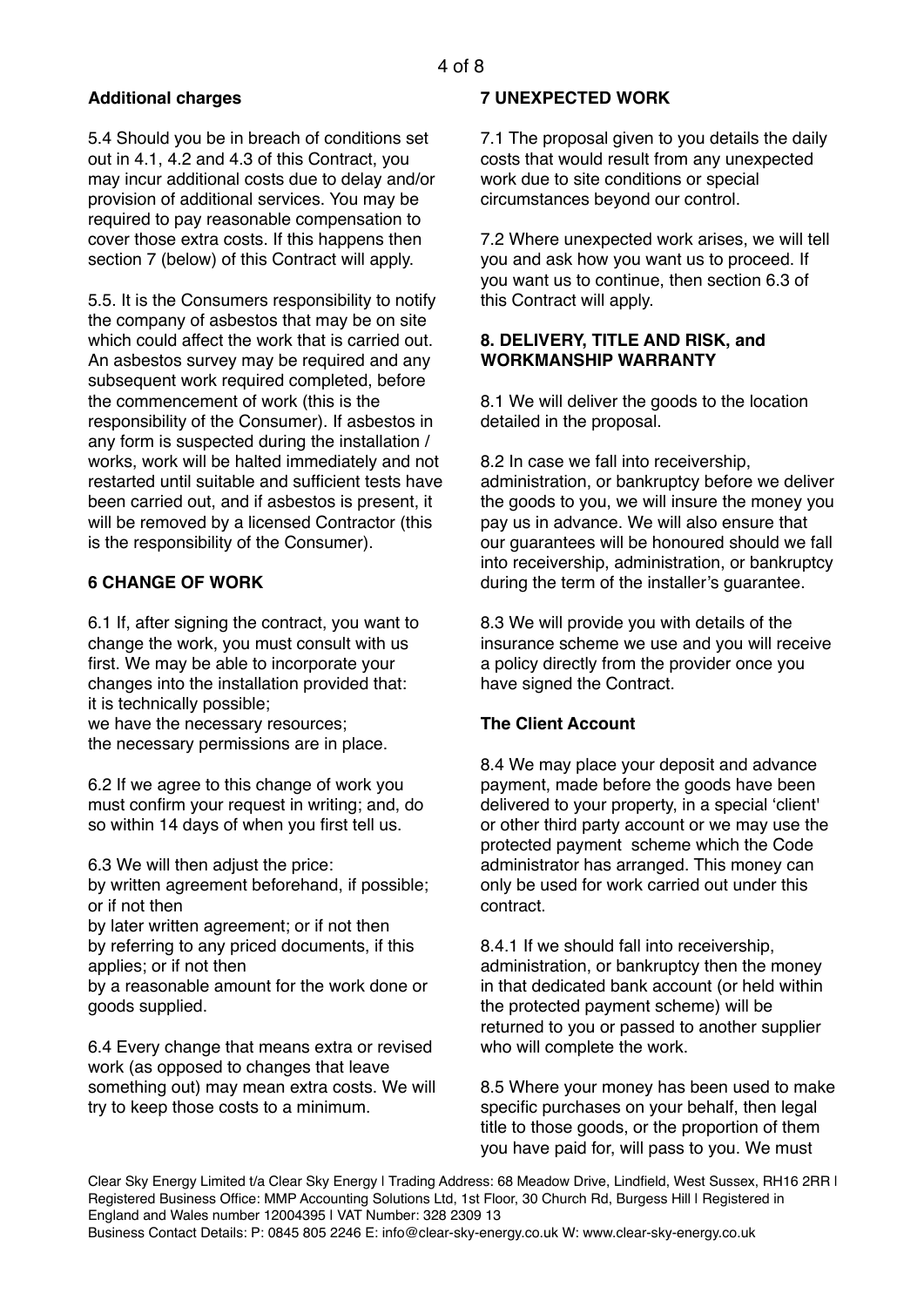**Additional charges**

5.4 Should you be in breach of conditions set out in 4.1, 4.2 and 4.3 of this Contract, you may incur additional costs due to delay and/or provision of additional services. You may be required to pay reasonable compensation to cover those extra costs. If this happens then section 7 (below) of this Contract will apply.

5.5. It is the Consumers responsibility to notify the company of asbestos that may be on site which could affect the work that is carried out. An asbestos survey may be required and any subsequent work required completed, before the commencement of work (this is the responsibility of the Consumer). If asbestos in any form is suspected during the installation / works, work will be halted immediately and not restarted until suitable and sufficient tests have been carried out, and if asbestos is present, it will be removed by a licensed Contractor (this is the responsibility of the Consumer).

**6 CHANGE OF WORK**

6.1 If, after signing the contract, you want to change the work, you must consult with us first. We may be able to incorporate your changes into the installation provided that:
it is technically possible;
we have the necessary resources;
the necessary permissions are in place.

6.2 If we agree to this change of work you must confirm your request in writing; and, do so within 14 days of when you first tell us.

6.3 We will then adjust the price:
by written agreement beforehand, if possible; or if not then
by later written agreement; or if not then
by referring to any priced documents, if this applies; or if not then
by a reasonable amount for the work done or goods supplied.

6.4 Every change that means extra or revised work (as opposed to changes that leave something out) may mean extra costs. We will try to keep those costs to a minimum.

**7 UNEXPECTED WORK**

7.1 The proposal given to you details the daily costs that would result from any unexpected work due to site conditions or special circumstances beyond our control.

7.2 Where unexpected work arises, we will tell you and ask how you want us to proceed. If you want us to continue, then section 6.3 of this Contract will apply.

**8. DELIVERY, TITLE AND RISK, and WORKMANSHIP WARRANTY**

8.1 We will deliver the goods to the location detailed in the proposal.

8.2 In case we fall into receivership, administration, or bankruptcy before we deliver the goods to you, we will insure the money you pay us in advance. We will also ensure that our guarantees will be honoured should we fall into receivership, administration, or bankruptcy during the term of the installer's guarantee.

8.3 We will provide you with details of the insurance scheme we use and you will receive a policy directly from the provider once you have signed the Contract.

**The Client Account**

8.4 We may place your deposit and advance payment, made before the goods have been delivered to your property, in a special 'client' or other third party account or we may use the protected payment scheme which the Code administrator has arranged. This money can only be used for work carried out under this contract.

8.4.1 If we should fall into receivership, administration, or bankruptcy then the money in that dedicated bank account (or held within the protected payment scheme) will be returned to you or passed to another supplier who will complete the work.

8.5 Where your money has been used to make specific purchases on your behalf, then legal title to those goods, or the proportion of them you have paid for, will pass to you. We must

Clear Sky Energy Limited t/a Clear Sky Energy | Trading Address: 68 Meadow Drive, Lindfield, West Sussex, RH16 2RR | Registered Business Office: MMP Accounting Solutions Ltd, 1st Floor, 30 Church Rd, Burgess Hill | Registered in England and Wales number 12004395 | VAT Number: 328 2309 13
Business Contact Details: P: 0845 805 2246 E: info@clear-sky-energy.co.uk W: www.clear-sky-energy.co.uk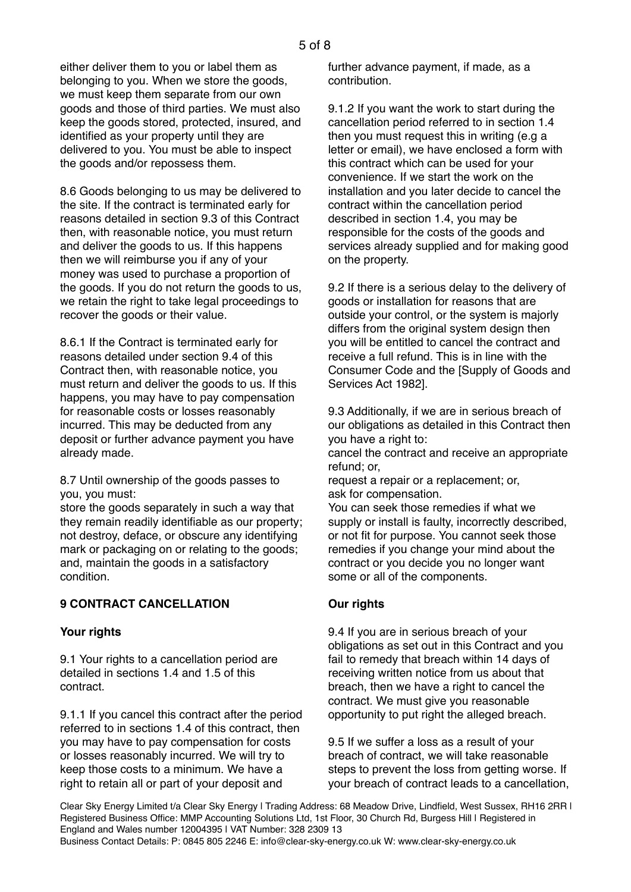either deliver them to you or label them as belonging to you. When we store the goods, we must keep them separate from our own goods and those of third parties. We must also keep the goods stored, protected, insured, and identified as your property until they are delivered to you. You must be able to inspect the goods and/or repossess them.

8.6 Goods belonging to us may be delivered to the site. If the contract is terminated early for reasons detailed in section 9.3 of this Contract then, with reasonable notice, you must return and deliver the goods to us. If this happens then we will reimburse you if any of your money was used to purchase a proportion of the goods. If you do not return the goods to us, we retain the right to take legal proceedings to recover the goods or their value.

8.6.1 If the Contract is terminated early for reasons detailed under section 9.4 of this Contract then, with reasonable notice, you must return and deliver the goods to us. If this happens, you may have to pay compensation for reasonable costs or losses reasonably incurred. This may be deducted from any deposit or further advance payment you have already made.

8.7 Until ownership of the goods passes to you, you must:
store the goods separately in such a way that they remain readily identifiable as our property; not destroy, deface, or obscure any identifying mark or packaging on or relating to the goods; and, maintain the goods in a satisfactory condition.

**9 CONTRACT CANCELLATION**

**Your rights**

9.1 Your rights to a cancellation period are detailed in sections 1.4 and 1.5 of this contract.

9.1.1 If you cancel this contract after the period referred to in sections 1.4 of this contract, then you may have to pay compensation for costs or losses reasonably incurred. We will try to keep those costs to a minimum. We have a right to retain all or part of your deposit and further advance payment, if made, as a contribution.

9.1.2 If you want the work to start during the cancellation period referred to in section 1.4 then you must request this in writing (e.g a letter or email), we have enclosed a form with this contract which can be used for your convenience. If we start the work on the installation and you later decide to cancel the contract within the cancellation period described in section 1.4, you may be responsible for the costs of the goods and services already supplied and for making good on the property.

9.2 If there is a serious delay to the delivery of goods or installation for reasons that are outside your control, or the system is majorly differs from the original system design then you will be entitled to cancel the contract and receive a full refund. This is in line with the Consumer Code and the [Supply of Goods and Services Act 1982].

9.3 Additionally, if we are in serious breach of our obligations as detailed in this Contract then you have a right to:
cancel the contract and receive an appropriate refund; or,
request a repair or a replacement; or,
ask for compensation.
You can seek those remedies if what we supply or install is faulty, incorrectly described, or not fit for purpose. You cannot seek those remedies if you change your mind about the contract or you decide you no longer want some or all of the components.

**Our rights**

9.4 If you are in serious breach of your obligations as set out in this Contract and you fail to remedy that breach within 14 days of receiving written notice from us about that breach, then we have a right to cancel the contract. We must give you reasonable opportunity to put right the alleged breach.

9.5 If we suffer a loss as a result of your breach of contract, we will take reasonable steps to prevent the loss from getting worse. If your breach of contract leads to a cancellation,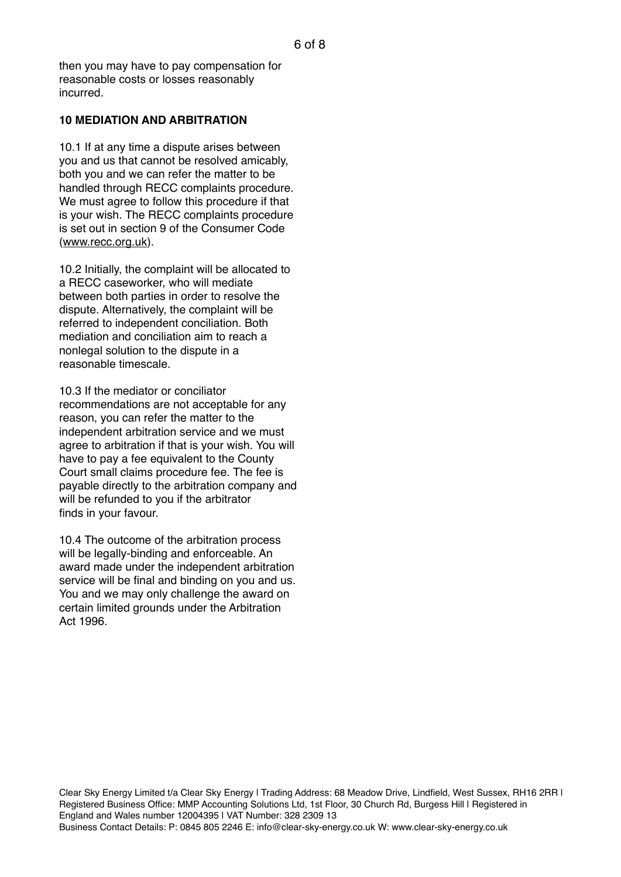then you may have to pay compensation for reasonable costs or losses reasonably incurred.

**10 MEDIATION AND ARBITRATION**

10.1 If at any time a dispute arises between you and us that cannot be resolved amicably, both you and we can refer the matter to be handled through RECC complaints procedure. We must agree to follow this procedure if that is your wish. The RECC complaints procedure is set out in section 9 of the Consumer Code (www.recc.org.uk).

10.2 Initially, the complaint will be allocated to a RECC caseworker, who will mediate between both parties in order to resolve the dispute. Alternatively, the complaint will be referred to independent conciliation. Both mediation and conciliation aim to reach a nonlegal solution to the dispute in a reasonable timescale.

10.3 If the mediator or conciliator recommendations are not acceptable for any reason, you can refer the matter to the independent arbitration service and we must agree to arbitration if that is your wish. You will have to pay a fee equivalent to the County Court small claims procedure fee. The fee is payable directly to the arbitration company and will be refunded to you if the arbitrator finds in your favour.

10.4 The outcome of the arbitration process will be legally-binding and enforceable. An award made under the independent arbitration service will be final and binding on you and us. You and we may only challenge the award on certain limited grounds under the Arbitration Act 1996.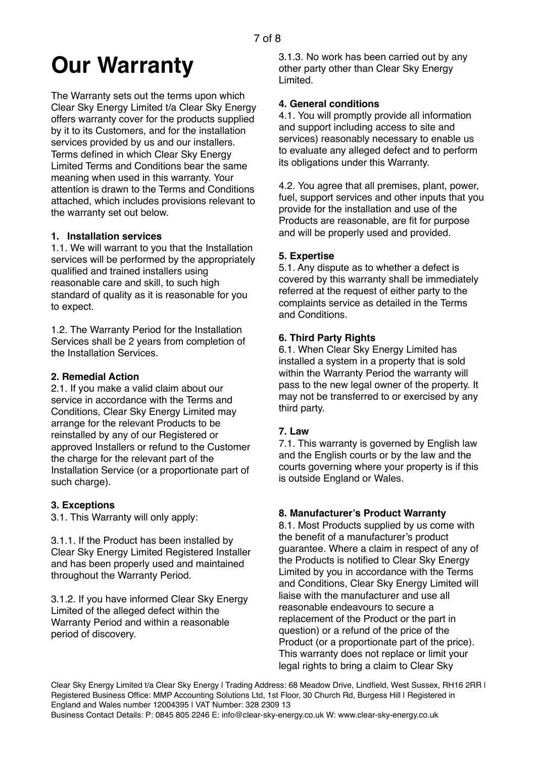# Our Warranty

The Warranty sets out the terms upon which Clear Sky Energy Limited t/a Clear Sky Energy offers warranty cover for the products supplied by it to its Customers, and for the installation services provided by us and our installers. Terms defined in which Clear Sky Energy Limited Terms and Conditions bear the same meaning when used in this warranty. Your attention is drawn to the Terms and Conditions attached, which includes provisions relevant to the warranty set out below.

**1. Installation services**

1.1. We will warrant to you that the Installation services will be performed by the appropriately qualified and trained installers using reasonable care and skill, to such high standard of quality as it is reasonable for you to expect.

1.2. The Warranty Period for the Installation Services shall be 2 years from completion of the Installation Services.

**2. Remedial Action**

2.1. If you make a valid claim about our service in accordance with the Terms and Conditions, Clear Sky Energy Limited may arrange for the relevant Products to be reinstalled by any of our Registered or approved Installers or refund to the Customer the charge for the relevant part of the Installation Service (or a proportionate part of such charge).

**3. Exceptions**

3.1. This Warranty will only apply:

3.1.1. If the Product has been installed by Clear Sky Energy Limited Registered Installer and has been properly used and maintained throughout the Warranty Period.

3.1.2. If you have informed Clear Sky Energy Limited of the alleged defect within the Warranty Period and within a reasonable period of discovery.

3.1.3. No work has been carried out by any other party other than Clear Sky Energy Limited.

**4. General conditions**

4.1. You will promptly provide all information and support including access to site and services) reasonably necessary to enable us to evaluate any alleged defect and to perform its obligations under this Warranty.

4.2. You agree that all premises, plant, power, fuel, support services and other inputs that you provide for the installation and use of the Products are reasonable, are fit for purpose and will be properly used and provided.

**5. Expertise**

5.1. Any dispute as to whether a defect is covered by this warranty shall be immediately referred at the request of either party to the complaints service as detailed in the Terms and Conditions.

**6. Third Party Rights**

6.1. When Clear Sky Energy Limited has installed a system in a property that is sold within the Warranty Period the warranty will pass to the new legal owner of the property. It may not be transferred to or exercised by any third party.

**7. Law**

7.1. This warranty is governed by English law and the English courts or by the law and the courts governing where your property is if this is outside England or Wales.

**8. Manufacturer's Product Warranty**

8.1. Most Products supplied by us come with the benefit of a manufacturer's product guarantee. Where a claim in respect of any of the Products is notified to Clear Sky Energy Limited by you in accordance with the Terms and Conditions, Clear Sky Energy Limited will liaise with the manufacturer and use all reasonable endeavours to secure a replacement of the Product or the part in question) or a refund of the price of the Product (or a proportionate part of the price). This warranty does not replace or limit your legal rights to bring a claim to Clear Sky

Clear Sky Energy Limited t/a Clear Sky Energy | Trading Address: 68 Meadow Drive, Lindfield, West Sussex, RH16 2RR | Registered Business Office: MMP Accounting Solutions Ltd, 1st Floor, 30 Church Rd, Burgess Hill | Registered in England and Wales number 12004395 | VAT Number: 328 2309 13
Business Contact Details: P: 0845 805 2246 E: info@clear-sky-energy.co.uk W: www.clear-sky-energy.co.uk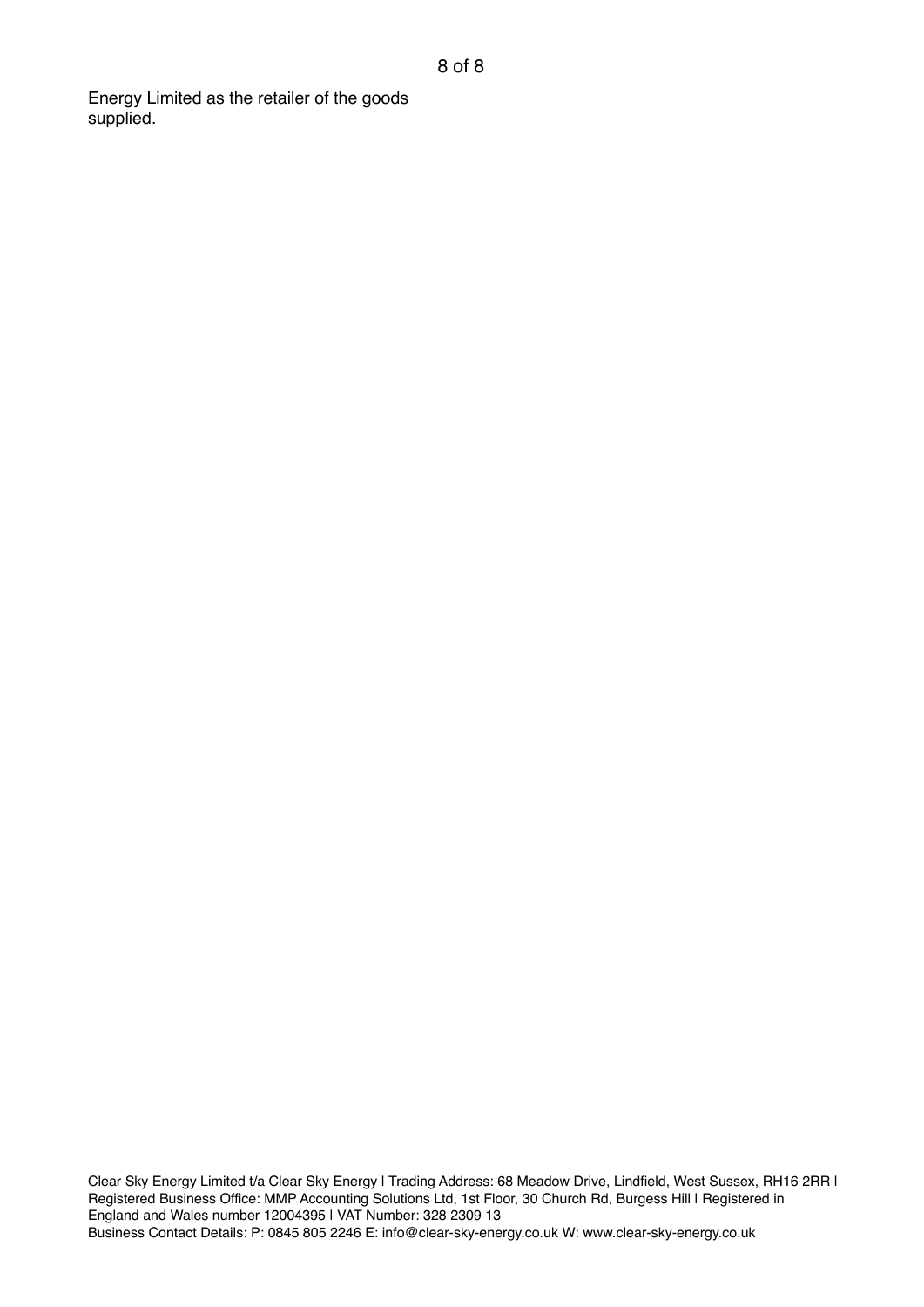Energy Limited as the retailer of the goods supplied.